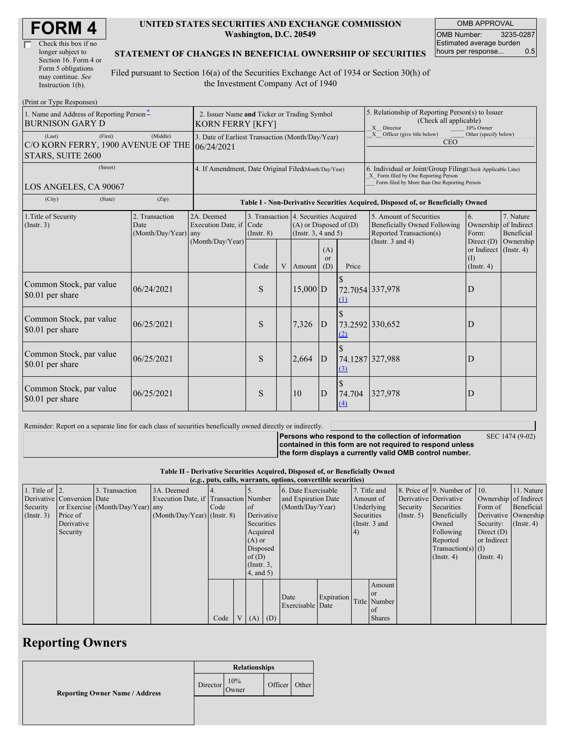# FORM 4

☐ Check this box if no longer subject to Section 16. Form 4 or Form 5 obligations may continue. *See* Instruction 1(b).

**UNITED STATES SECURITIES AND EXCHANGE COMMISSION**
**Washington, D.C. 20549**

**STATEMENT OF CHANGES IN BENEFICIAL OWNERSHIP OF SECURITIES**

Filed pursuant to Section 16(a) of the Securities Exchange Act of 1934 or Section 30(h) of the Investment Company Act of 1940

| OMB APPROVAL | |
|---|---|
| OMB Number: | 3235-0287 |
| Estimated average burden hours per response... | 0.5 |

(Print or Type Responses)

| 1. Name and Address of Reporting Person* | 2. Issuer Name **and** Ticker or Trading Symbol | 5. Relationship of Reporting Person(s) to Issuer (Check all applicable) |
|---|---|---|
| BURNISON GARY D | KORN FERRY [KFY] | _X_ Director ___ 10% Owner<br>_X_ Officer (give title below) ___ Other (specify below)<br>CEO |
| (Last) (First) (Middle)<br>C/O KORN FERRY, 1900 AVENUE OF THE STARS, SUITE 2600 | 3. Date of Earliest Transaction (Month/Day/Year)<br>06/24/2021 | |
| (Street)<br>LOS ANGELES, CA 90067 | 4. If Amendment, Date Original Filed(Month/Day/Year) | 6. Individual or Joint/Group Filing(Check Applicable Line)<br>_X_ Form filed by One Reporting Person<br>___ Form filed by More than One Reporting Person |
| (City) (State) (Zip) | | |

**Table I - Non-Derivative Securities Acquired, Disposed of, or Beneficially Owned**

| 1.Title of Security (Instr. 3) | 2. Transaction Date (Month/Day/Year) | 2A. Deemed Execution Date, if any (Month/Day/Year) | 3. Transaction Code (Instr. 8) | | 4. Securities Acquired (A) or Disposed of (D) (Instr. 3, 4 and 5) | | | 5. Amount of Securities Beneficially Owned Following Reported Transaction(s) (Instr. 3 and 4) | 6. Ownership Form: Direct (D) or Indirect (I) (Instr. 4) | 7. Nature of Indirect Beneficial Ownership (Instr. 4) |
|---|---|---|---|---|---|---|---|---|---|---|
| | | | Code | V | Amount | (A) or (D) | Price | | | |
| Common Stock, par value $0.01 per share | 06/24/2021 | | S | | 15,000 | D | $ 72.7054 [(1)] | 337,978 | D | |
| Common Stock, par value $0.01 per share | 06/25/2021 | | S | | 7,326 | D | $ 73.2592 [(2)] | 330,652 | D | |
| Common Stock, par value $0.01 per share | 06/25/2021 | | S | | 2,664 | D | $ 74.1287 [(3)] | 327,988 | D | |
| Common Stock, par value $0.01 per share | 06/25/2021 | | S | | 10 | D | $ 74.704 [(4)] | 327,978 | D | |

Reminder: Report on a separate line for each class of securities beneficially owned directly or indirectly.

**Persons who respond to the collection of information contained in this form are not required to respond unless the form displays a currently valid OMB control number.** SEC 1474 (9-02)

**Table II - Derivative Securities Acquired, Disposed of, or Beneficially Owned**
***(e.g.*, puts, calls, warrants, options, convertible securities)**

| 1. Title of Derivative Security (Instr. 3) | 2. Conversion or Exercise Price of Derivative Security | 3. Transaction Date (Month/Day/Year) | 3A. Deemed Execution Date, if any (Month/Day/Year) | 4. Transaction Code (Instr. 8) | | 5. Number of Derivative Securities Acquired (A) or Disposed of (D) (Instr. 3, 4, and 5) | | 6. Date Exercisable and Expiration Date (Month/Day/Year) | | 7. Title and Amount of Underlying Securities (Instr. 3 and 4) | | 8. Price of Derivative Security (Instr. 5) | 9. Number of Derivative Securities Beneficially Owned Following Reported Transaction(s) (Instr. 4) | 10. Ownership Form of Derivative Security: Direct (D) or Indirect (I) (Instr. 4) | 11. Nature of Indirect Beneficial Ownership (Instr. 4) |
|---|---|---|---|---|---|---|---|---|---|---|---|---|---|---|---|
| | | | | Code | V | (A) | (D) | Date Exercisable | Expiration Date | Title | Amount or Number of Shares | | | | |

## Reporting Owners

| Reporting Owner Name / Address | Relationships | | | |
|---|---|---|---|---|
| | Director | 10% Owner | Officer | Other |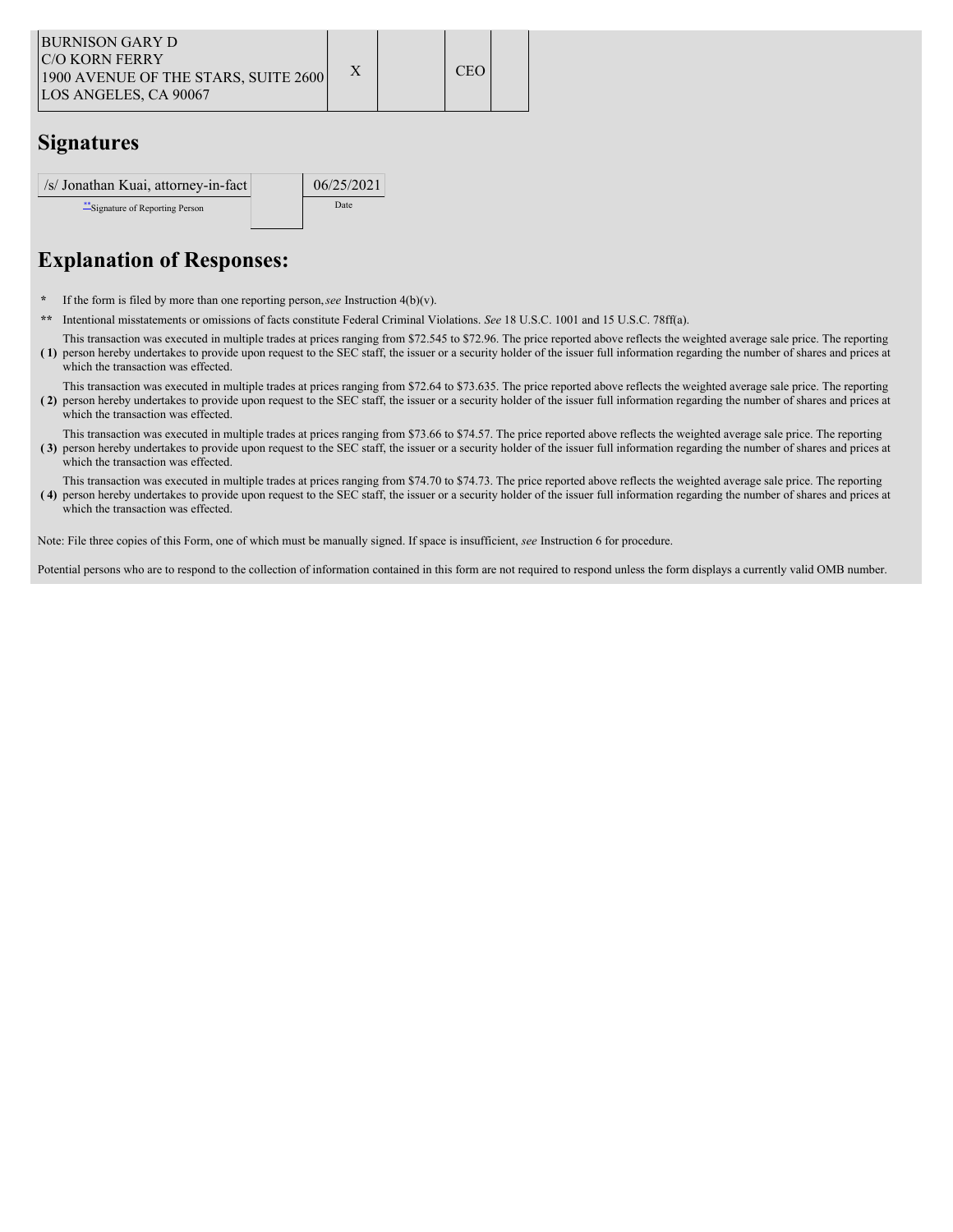| | | | | |
|---|---|---|---|---|
| BURNISON GARY D<br>C/O KORN FERRY<br>1900 AVENUE OF THE STARS, SUITE 2600<br>LOS ANGELES, CA 90067 | X | | CEO | |

## Signatures

| | | |
|---|---|---|
| /s/ Jonathan Kuai, attorney-in-fact | | 06/25/2021 |
| **Signature of Reporting Person | | Date |

## Explanation of Responses:

\* If the form is filed by more than one reporting person, *see* Instruction 4(b)(v).

\*\* Intentional misstatements or omissions of facts constitute Federal Criminal Violations. *See* 18 U.S.C. 1001 and 15 U.S.C. 78ff(a).

( 1) This transaction was executed in multiple trades at prices ranging from $72.545 to $72.96. The price reported above reflects the weighted average sale price. The reporting person hereby undertakes to provide upon request to the SEC staff, the issuer or a security holder of the issuer full information regarding the number of shares and prices at which the transaction was effected.

( 2) This transaction was executed in multiple trades at prices ranging from $72.64 to $73.635. The price reported above reflects the weighted average sale price. The reporting person hereby undertakes to provide upon request to the SEC staff, the issuer or a security holder of the issuer full information regarding the number of shares and prices at which the transaction was effected.

( 3) This transaction was executed in multiple trades at prices ranging from $73.66 to $74.57. The price reported above reflects the weighted average sale price. The reporting person hereby undertakes to provide upon request to the SEC staff, the issuer or a security holder of the issuer full information regarding the number of shares and prices at which the transaction was effected.

( 4) This transaction was executed in multiple trades at prices ranging from $74.70 to $74.73. The price reported above reflects the weighted average sale price. The reporting person hereby undertakes to provide upon request to the SEC staff, the issuer or a security holder of the issuer full information regarding the number of shares and prices at which the transaction was effected.

Note: File three copies of this Form, one of which must be manually signed. If space is insufficient, *see* Instruction 6 for procedure.

Potential persons who are to respond to the collection of information contained in this form are not required to respond unless the form displays a currently valid OMB number.